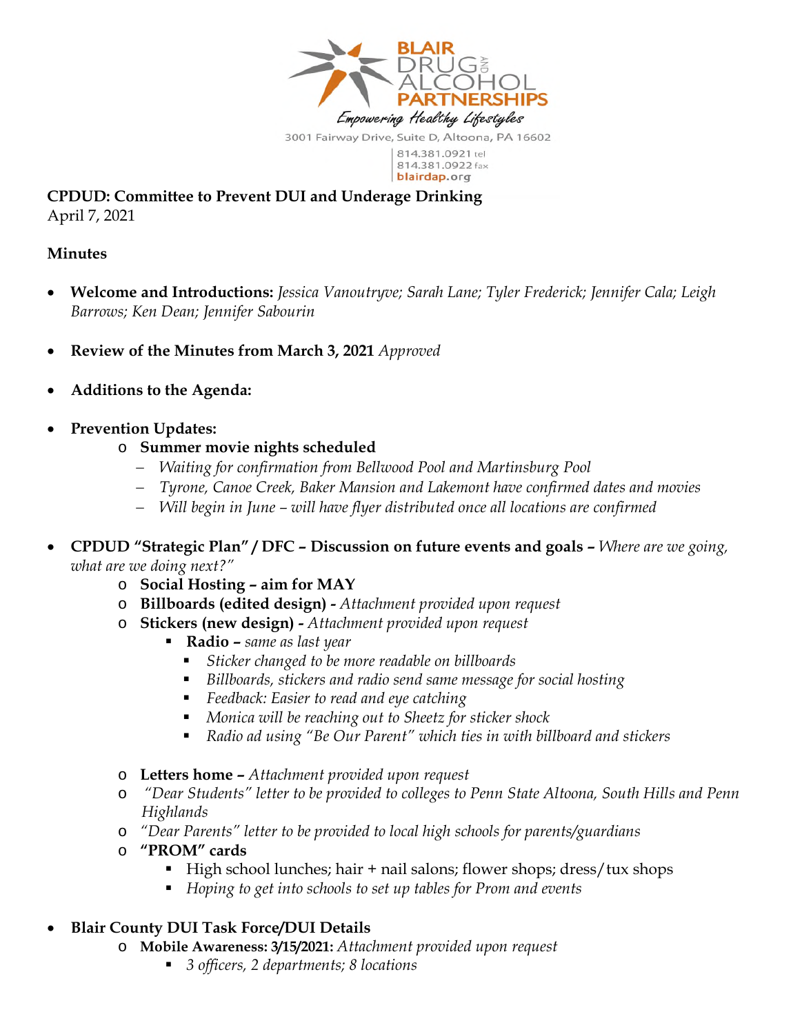BLAIR DRUG AND ALCOHOL PARTNERSHIPS

*Empowering Healthy Lifestyles*

3001 Fairway Drive, Suite D, Altoona, PA 16602

814.381.0921 tel
814.381.0922 fax
blairdap.org

**CPDUD: Committee to Prevent DUI and Underage Drinking**
April 7, 2021

**Minutes**

- **Welcome and Introductions:** *Jessica Vanoutryve; Sarah Lane; Tyler Frederick; Jennifer Cala; Leigh Barrows; Ken Dean; Jennifer Sabourin*

- **Review of the Minutes from March 3, 2021** *Approved*

- **Additions to the Agenda:**

- **Prevention Updates:**
  - **Summer movie nights scheduled**
    - *Waiting for confirmation from Bellwood Pool and Martinsburg Pool*
    - *Tyrone, Canoe Creek, Baker Mansion and Lakemont have confirmed dates and movies*
    - *Will begin in June – will have flyer distributed once all locations are confirmed*

- **CPDUD "Strategic Plan" / DFC – Discussion on future events and goals –** *Where are we going, what are we doing next?"*
  - **Social Hosting – aim for MAY**
  - **Billboards (edited design) -** *Attachment provided upon request*
  - **Stickers (new design) -** *Attachment provided upon request*
    - **Radio –** *same as last year*
      - *Sticker changed to be more readable on billboards*
      - *Billboards, stickers and radio send same message for social hosting*
      - *Feedback: Easier to read and eye catching*
      - *Monica will be reaching out to Sheetz for sticker shock*
      - *Radio ad using "Be Our Parent" which ties in with billboard and stickers*

  - **Letters home –** *Attachment provided upon request*
  - *"Dear Students" letter to be provided to colleges to Penn State Altoona, South Hills and Penn Highlands*
  - *"Dear Parents" letter to be provided to local high schools for parents/guardians*
  - **"PROM" cards**
    - High school lunches; hair + nail salons; flower shops; dress/tux shops
    - *Hoping to get into schools to set up tables for Prom and events*

- **Blair County DUI Task Force/DUI Details**
  - **Mobile Awareness: 3/15/2021:** *Attachment provided upon request*
    - *3 officers, 2 departments; 8 locations*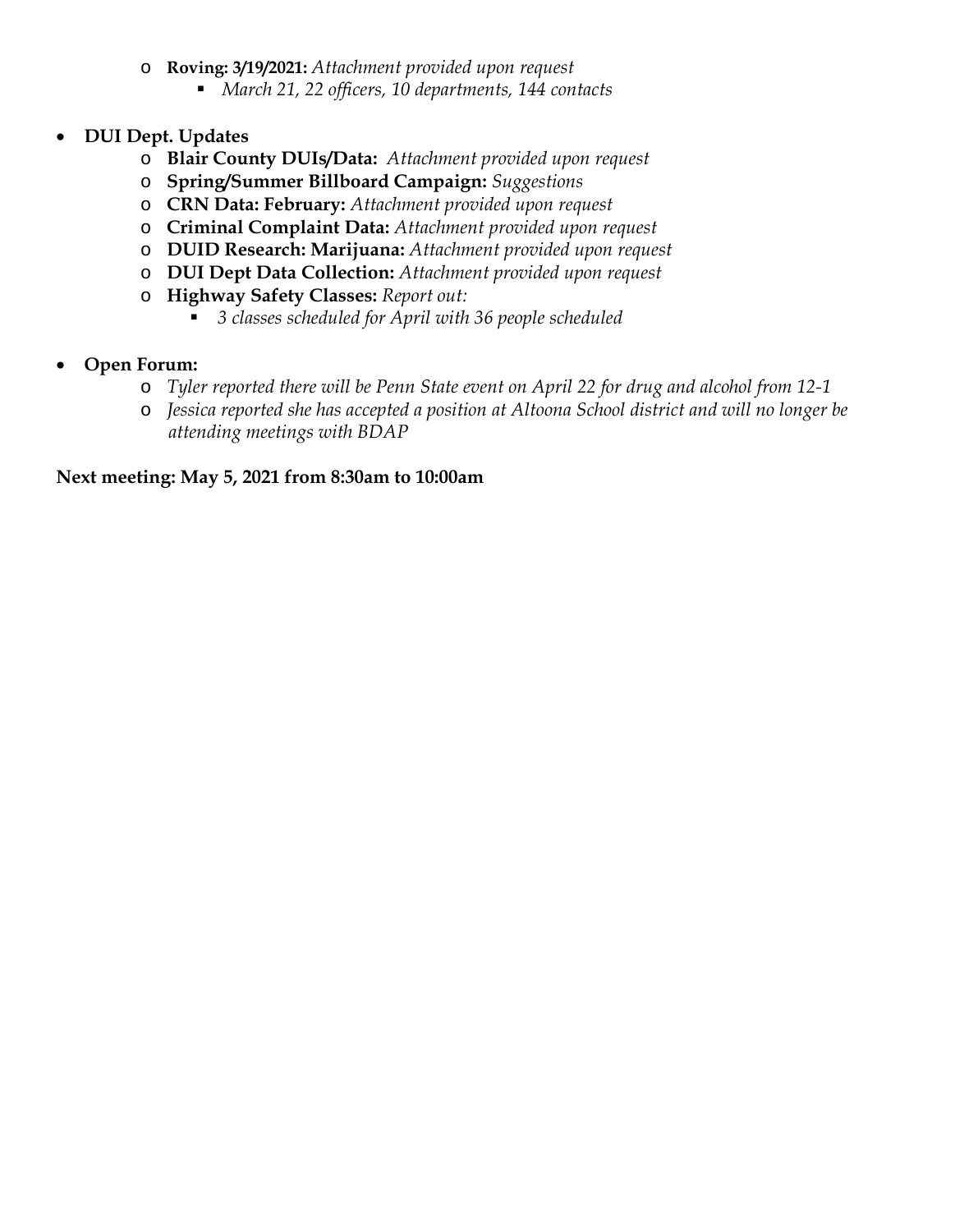- **Roving: 3/19/2021:** *Attachment provided upon request*
  - *March 21, 22 officers, 10 departments, 144 contacts*

- **DUI Dept. Updates**
  - **Blair County DUIs/Data:** *Attachment provided upon request*
  - **Spring/Summer Billboard Campaign:** *Suggestions*
  - **CRN Data: February:** *Attachment provided upon request*
  - **Criminal Complaint Data:** *Attachment provided upon request*
  - **DUID Research: Marijuana:** *Attachment provided upon request*
  - **DUI Dept Data Collection:** *Attachment provided upon request*
  - **Highway Safety Classes:** *Report out:*
    - *3 classes scheduled for April with 36 people scheduled*

- **Open Forum:**
  - *Tyler reported there will be Penn State event on April 22 for drug and alcohol from 12-1*
  - *Jessica reported she has accepted a position at Altoona School district and will no longer be attending meetings with BDAP*

**Next meeting: May 5, 2021 from 8:30am to 10:00am**